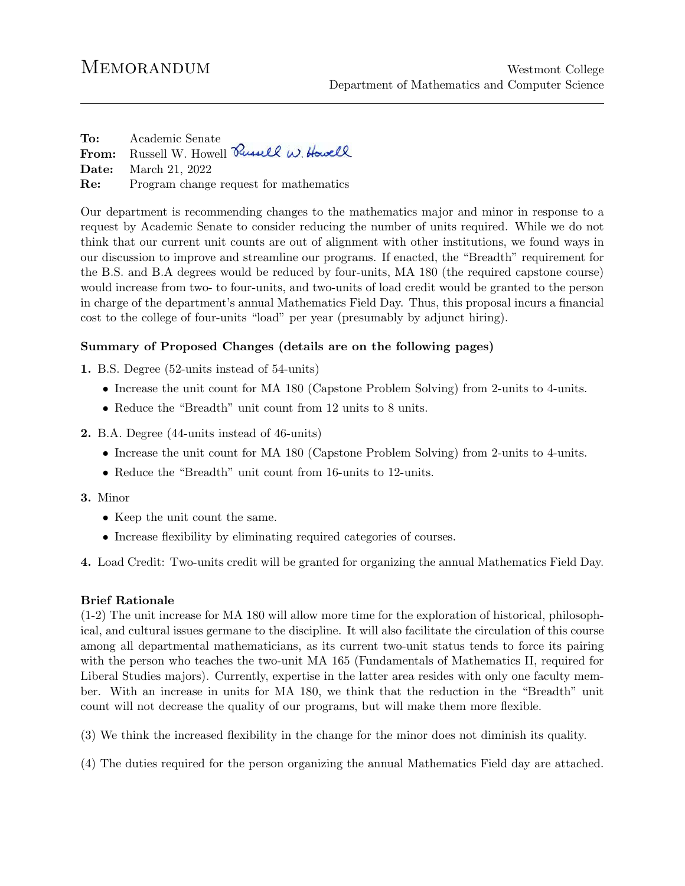# Memorandum

Westmont College
Department of Mathematics and Computer Science

---

**To:** Academic Senate
**From:** Russell W. Howell *Russell W. Howell*
**Date:** March 21, 2022
**Re:** Program change request for mathematics

Our department is recommending changes to the mathematics major and minor in response to a request by Academic Senate to consider reducing the number of units required. While we do not think that our current unit counts are out of alignment with other institutions, we found ways in our discussion to improve and streamline our programs. If enacted, the "Breadth" requirement for the B.S. and B.A degrees would be reduced by four-units, MA 180 (the required capstone course) would increase from two- to four-units, and two-units of load credit would be granted to the person in charge of the department's annual Mathematics Field Day. Thus, this proposal incurs a financial cost to the college of four-units "load" per year (presumably by adjunct hiring).

### Summary of Proposed Changes (details are on the following pages)

**1.** B.S. Degree (52-units instead of 54-units)

- Increase the unit count for MA 180 (Capstone Problem Solving) from 2-units to 4-units.
- Reduce the "Breadth" unit count from 12 units to 8 units.

**2.** B.A. Degree (44-units instead of 46-units)

- Increase the unit count for MA 180 (Capstone Problem Solving) from 2-units to 4-units.
- Reduce the "Breadth" unit count from 16-units to 12-units.

**3.** Minor

- Keep the unit count the same.
- Increase flexibility by eliminating required categories of courses.

**4.** Load Credit: Two-units credit will be granted for organizing the annual Mathematics Field Day.

### Brief Rationale

(1-2) The unit increase for MA 180 will allow more time for the exploration of historical, philosophical, and cultural issues germane to the discipline. It will also facilitate the circulation of this course among all departmental mathematicians, as its current two-unit status tends to force its pairing with the person who teaches the two-unit MA 165 (Fundamentals of Mathematics II, required for Liberal Studies majors). Currently, expertise in the latter area resides with only one faculty member. With an increase in units for MA 180, we think that the reduction in the "Breadth" unit count will not decrease the quality of our programs, but will make them more flexible.

(3) We think the increased flexibility in the change for the minor does not diminish its quality.

(4) The duties required for the person organizing the annual Mathematics Field day are attached.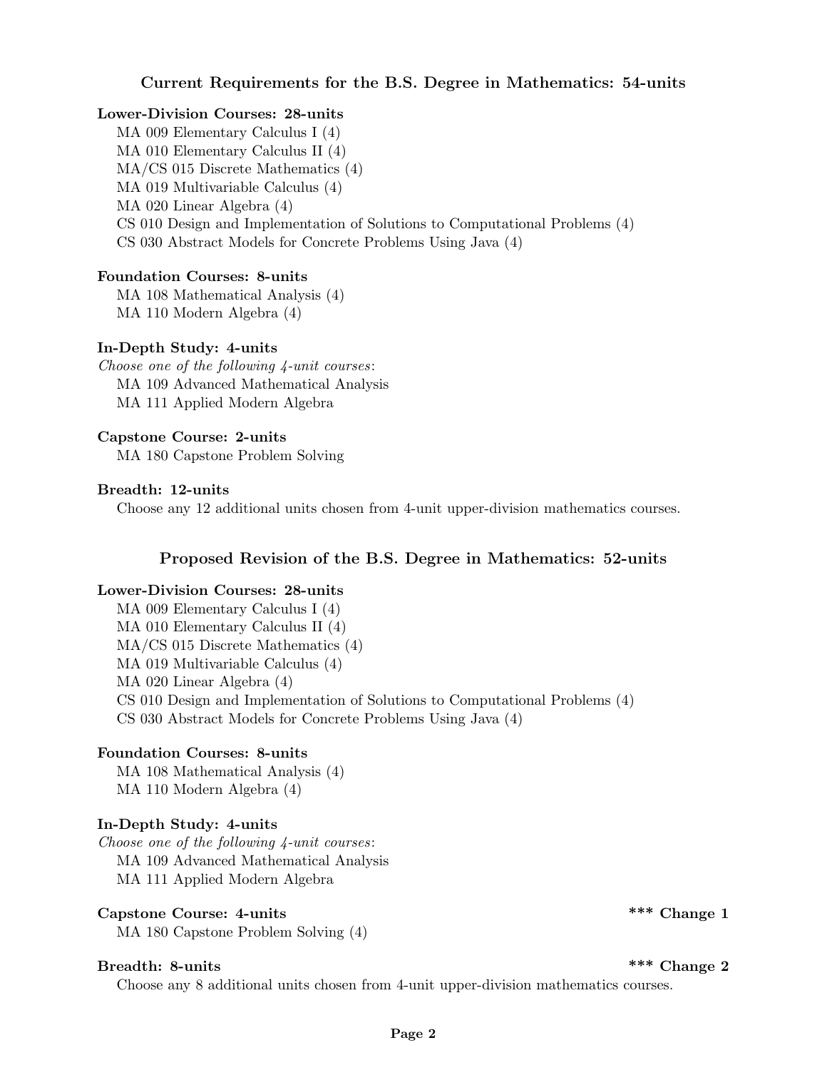## Current Requirements for the B.S. Degree in Mathematics: 54-units

**Lower-Division Courses: 28-units**

MA 009 Elementary Calculus I (4)
MA 010 Elementary Calculus II (4)
MA/CS 015 Discrete Mathematics (4)
MA 019 Multivariable Calculus (4)
MA 020 Linear Algebra (4)
CS 010 Design and Implementation of Solutions to Computational Problems (4)
CS 030 Abstract Models for Concrete Problems Using Java (4)

**Foundation Courses: 8-units**

MA 108 Mathematical Analysis (4)
MA 110 Modern Algebra (4)

**In-Depth Study: 4-units**

*Choose one of the following 4-unit courses*:
MA 109 Advanced Mathematical Analysis
MA 111 Applied Modern Algebra

**Capstone Course: 2-units**

MA 180 Capstone Problem Solving

**Breadth: 12-units**

Choose any 12 additional units chosen from 4-unit upper-division mathematics courses.

## Proposed Revision of the B.S. Degree in Mathematics: 52-units

**Lower-Division Courses: 28-units**

MA 009 Elementary Calculus I (4)
MA 010 Elementary Calculus II (4)
MA/CS 015 Discrete Mathematics (4)
MA 019 Multivariable Calculus (4)
MA 020 Linear Algebra (4)
CS 010 Design and Implementation of Solutions to Computational Problems (4)
CS 030 Abstract Models for Concrete Problems Using Java (4)

**Foundation Courses: 8-units**

MA 108 Mathematical Analysis (4)
MA 110 Modern Algebra (4)

**In-Depth Study: 4-units**

*Choose one of the following 4-unit courses*:
MA 109 Advanced Mathematical Analysis
MA 111 Applied Modern Algebra

**Capstone Course: 4-units** **\*\*\* Change 1**

MA 180 Capstone Problem Solving (4)

**Breadth: 8-units** **\*\*\* Change 2**

Choose any 8 additional units chosen from 4-unit upper-division mathematics courses.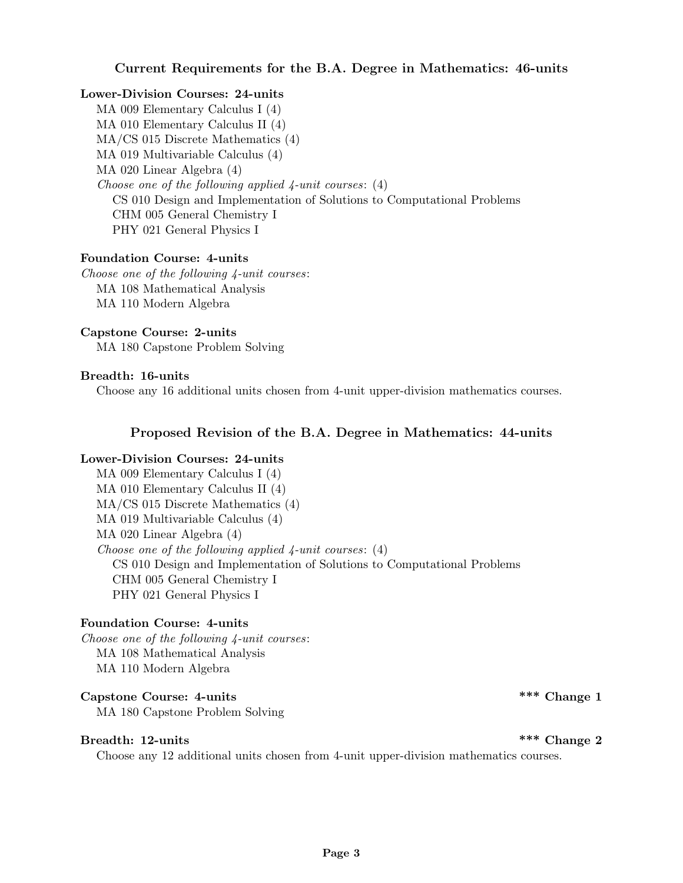## Current Requirements for the B.A. Degree in Mathematics: 46-units

**Lower-Division Courses: 24-units**

- MA 009 Elementary Calculus I (4)
- MA 010 Elementary Calculus II (4)
- MA/CS 015 Discrete Mathematics (4)
- MA 019 Multivariable Calculus (4)
- MA 020 Linear Algebra (4)
- *Choose one of the following applied 4-unit courses*: (4)
  - CS 010 Design and Implementation of Solutions to Computational Problems
  - CHM 005 General Chemistry I
  - PHY 021 General Physics I

**Foundation Course: 4-units**

*Choose one of the following 4-unit courses*:

- MA 108 Mathematical Analysis
- MA 110 Modern Algebra

**Capstone Course: 2-units**

- MA 180 Capstone Problem Solving

**Breadth: 16-units**

Choose any 16 additional units chosen from 4-unit upper-division mathematics courses.

## Proposed Revision of the B.A. Degree in Mathematics: 44-units

**Lower-Division Courses: 24-units**

- MA 009 Elementary Calculus I (4)
- MA 010 Elementary Calculus II (4)
- MA/CS 015 Discrete Mathematics (4)
- MA 019 Multivariable Calculus (4)
- MA 020 Linear Algebra (4)
- *Choose one of the following applied 4-unit courses*: (4)
  - CS 010 Design and Implementation of Solutions to Computational Problems
  - CHM 005 General Chemistry I
  - PHY 021 General Physics I

**Foundation Course: 4-units**

*Choose one of the following 4-unit courses*:

- MA 108 Mathematical Analysis
- MA 110 Modern Algebra

**Capstone Course: 4-units** **\*\*\* Change 1**

- MA 180 Capstone Problem Solving

**Breadth: 12-units** **\*\*\* Change 2**

Choose any 12 additional units chosen from 4-unit upper-division mathematics courses.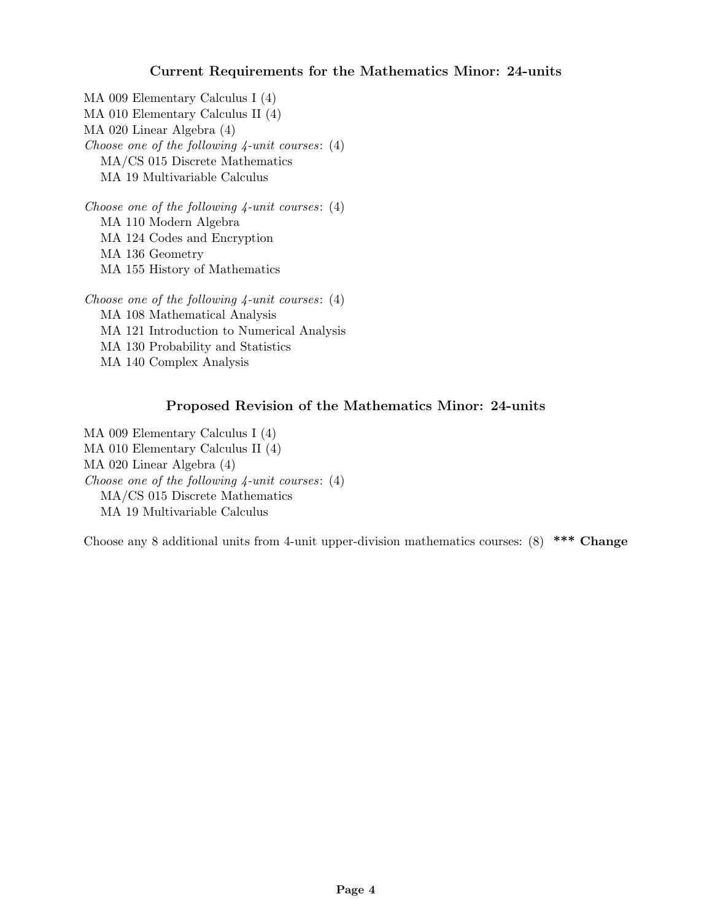## Current Requirements for the Mathematics Minor: 24-units

MA 009 Elementary Calculus I (4)
MA 010 Elementary Calculus II (4)
MA 020 Linear Algebra (4)
*Choose one of the following 4-unit courses*: (4)

- MA/CS 015 Discrete Mathematics
- MA 19 Multivariable Calculus

*Choose one of the following 4-unit courses*: (4)

- MA 110 Modern Algebra
- MA 124 Codes and Encryption
- MA 136 Geometry
- MA 155 History of Mathematics

*Choose one of the following 4-unit courses*: (4)

- MA 108 Mathematical Analysis
- MA 121 Introduction to Numerical Analysis
- MA 130 Probability and Statistics
- MA 140 Complex Analysis

## Proposed Revision of the Mathematics Minor: 24-units

MA 009 Elementary Calculus I (4)
MA 010 Elementary Calculus II (4)
MA 020 Linear Algebra (4)
*Choose one of the following 4-unit courses*: (4)

- MA/CS 015 Discrete Mathematics
- MA 19 Multivariable Calculus

Choose any 8 additional units from 4-unit upper-division mathematics courses: (8) **\*\*\* Change**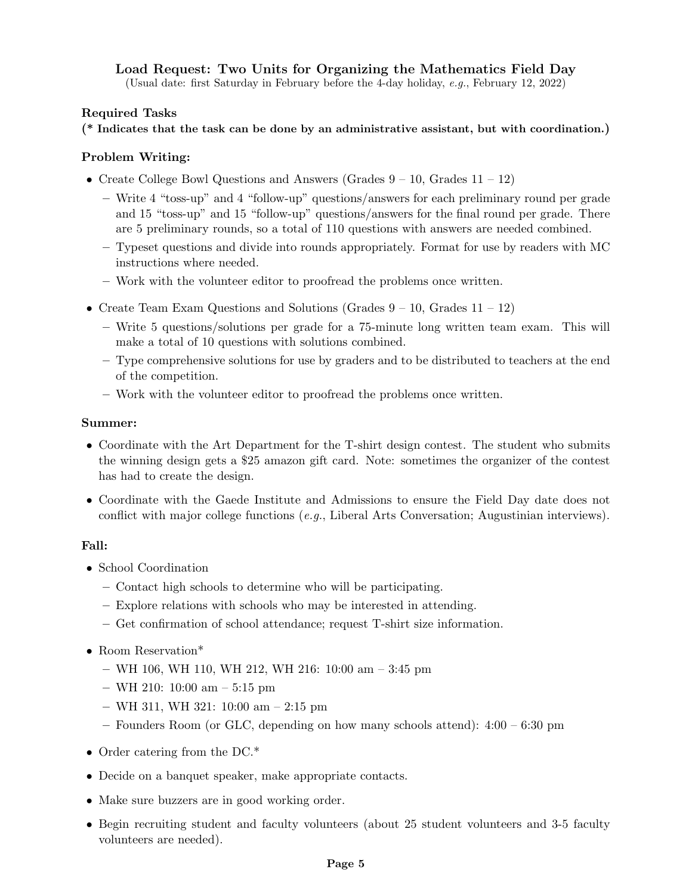### Load Request: Two Units for Organizing the Mathematics Field Day

(Usual date: first Saturday in February before the 4-day holiday, *e.g.*, February 12, 2022)

**Required Tasks**

**(* Indicates that the task can be done by an administrative assistant, but with coordination.)**

**Problem Writing:**

- Create College Bowl Questions and Answers (Grades 9 – 10, Grades 11 – 12)
  - Write 4 "toss-up" and 4 "follow-up" questions/answers for each preliminary round per grade and 15 "toss-up" and 15 "follow-up" questions/answers for the final round per grade. There are 5 preliminary rounds, so a total of 110 questions with answers are needed combined.
  - Typeset questions and divide into rounds appropriately. Format for use by readers with MC instructions where needed.
  - Work with the volunteer editor to proofread the problems once written.
- Create Team Exam Questions and Solutions (Grades 9 – 10, Grades 11 – 12)
  - Write 5 questions/solutions per grade for a 75-minute long written team exam. This will make a total of 10 questions with solutions combined.
  - Type comprehensive solutions for use by graders and to be distributed to teachers at the end of the competition.
  - Work with the volunteer editor to proofread the problems once written.

**Summer:**

- Coordinate with the Art Department for the T-shirt design contest. The student who submits the winning design gets a $25 amazon gift card. Note: sometimes the organizer of the contest has had to create the design.
- Coordinate with the Gaede Institute and Admissions to ensure the Field Day date does not conflict with major college functions (*e.g.*, Liberal Arts Conversation; Augustinian interviews).

**Fall:**

- School Coordination
  - Contact high schools to determine who will be participating.
  - Explore relations with schools who may be interested in attending.
  - Get confirmation of school attendance; request T-shirt size information.
- Room Reservation*
  - WH 106, WH 110, WH 212, WH 216: 10:00 am – 3:45 pm
  - WH 210: 10:00 am – 5:15 pm
  - WH 311, WH 321: 10:00 am – 2:15 pm
  - Founders Room (or GLC, depending on how many schools attend): 4:00 – 6:30 pm
- Order catering from the DC.*
- Decide on a banquet speaker, make appropriate contacts.
- Make sure buzzers are in good working order.
- Begin recruiting student and faculty volunteers (about 25 student volunteers and 3-5 faculty volunteers are needed).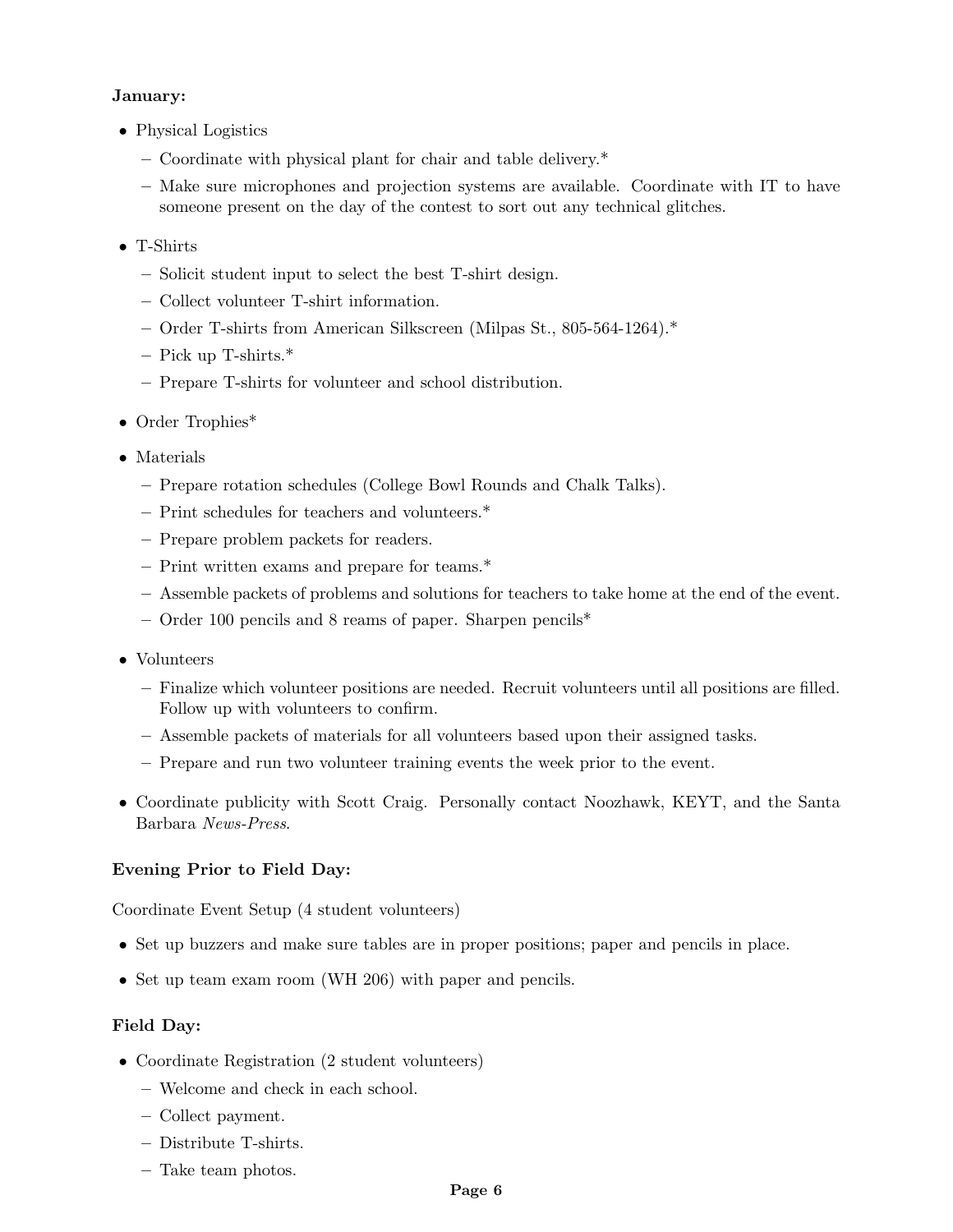**January:**

- Physical Logistics
  - Coordinate with physical plant for chair and table delivery.*
  - Make sure microphones and projection systems are available. Coordinate with IT to have someone present on the day of the contest to sort out any technical glitches.
- T-Shirts
  - Solicit student input to select the best T-shirt design.
  - Collect volunteer T-shirt information.
  - Order T-shirts from American Silkscreen (Milpas St., 805-564-1264).*
  - Pick up T-shirts.*
  - Prepare T-shirts for volunteer and school distribution.
- Order Trophies*
- Materials
  - Prepare rotation schedules (College Bowl Rounds and Chalk Talks).
  - Print schedules for teachers and volunteers.*
  - Prepare problem packets for readers.
  - Print written exams and prepare for teams.*
  - Assemble packets of problems and solutions for teachers to take home at the end of the event.
  - Order 100 pencils and 8 reams of paper. Sharpen pencils*
- Volunteers
  - Finalize which volunteer positions are needed. Recruit volunteers until all positions are filled. Follow up with volunteers to confirm.
  - Assemble packets of materials for all volunteers based upon their assigned tasks.
  - Prepare and run two volunteer training events the week prior to the event.
- Coordinate publicity with Scott Craig. Personally contact Noozhawk, KEYT, and the Santa Barbara *News-Press*.

**Evening Prior to Field Day:**

Coordinate Event Setup (4 student volunteers)

- Set up buzzers and make sure tables are in proper positions; paper and pencils in place.
- Set up team exam room (WH 206) with paper and pencils.

**Field Day:**

- Coordinate Registration (2 student volunteers)
  - Welcome and check in each school.
  - Collect payment.
  - Distribute T-shirts.
  - Take team photos.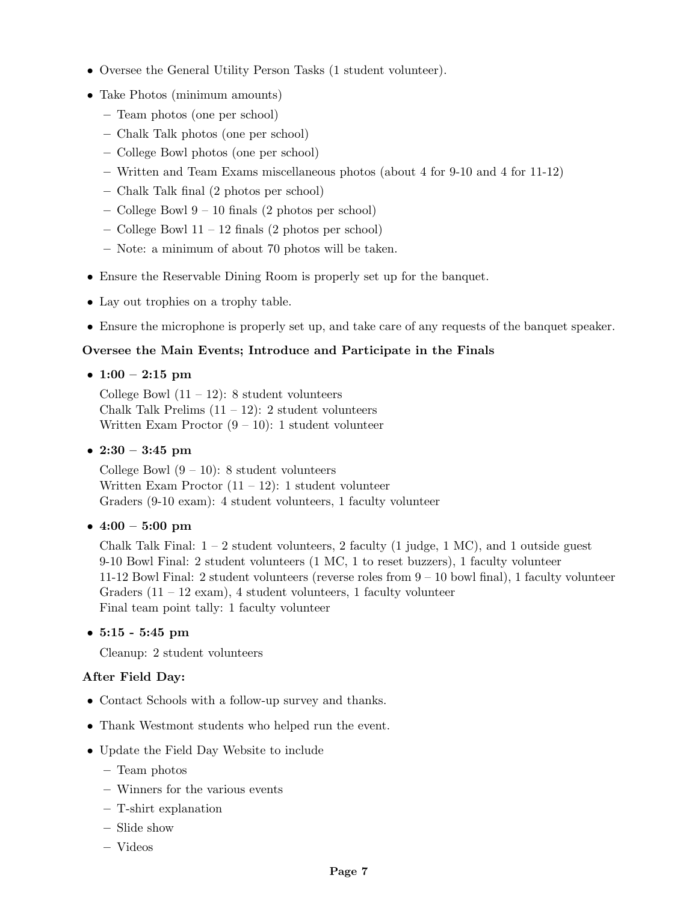- Oversee the General Utility Person Tasks (1 student volunteer).
- Take Photos (minimum amounts)
  - Team photos (one per school)
  - Chalk Talk photos (one per school)
  - College Bowl photos (one per school)
  - Written and Team Exams miscellaneous photos (about 4 for 9-10 and 4 for 11-12)
  - Chalk Talk final (2 photos per school)
  - College Bowl 9 – 10 finals (2 photos per school)
  - College Bowl 11 – 12 finals (2 photos per school)
  - Note: a minimum of about 70 photos will be taken.
- Ensure the Reservable Dining Room is properly set up for the banquet.
- Lay out trophies on a trophy table.
- Ensure the microphone is properly set up, and take care of any requests of the banquet speaker.

**Oversee the Main Events; Introduce and Participate in the Finals**

- **1:00 – 2:15 pm**

  College Bowl (11 – 12): 8 student volunteers
  Chalk Talk Prelims (11 – 12): 2 student volunteers
  Written Exam Proctor (9 – 10): 1 student volunteer

- **2:30 – 3:45 pm**

  College Bowl (9 – 10): 8 student volunteers
  Written Exam Proctor (11 – 12): 1 student volunteer
  Graders (9-10 exam): 4 student volunteers, 1 faculty volunteer

- **4:00 – 5:00 pm**

  Chalk Talk Final: 1 – 2 student volunteers, 2 faculty (1 judge, 1 MC), and 1 outside guest
  9-10 Bowl Final: 2 student volunteers (1 MC, 1 to reset buzzers), 1 faculty volunteer
  11-12 Bowl Final: 2 student volunteers (reverse roles from 9 – 10 bowl final), 1 faculty volunteer
  Graders (11 – 12 exam), 4 student volunteers, 1 faculty volunteer
  Final team point tally: 1 faculty volunteer

- **5:15 - 5:45 pm**

  Cleanup: 2 student volunteers

**After Field Day:**

- Contact Schools with a follow-up survey and thanks.
- Thank Westmont students who helped run the event.
- Update the Field Day Website to include
  - Team photos
  - Winners for the various events
  - T-shirt explanation
  - Slide show
  - Videos